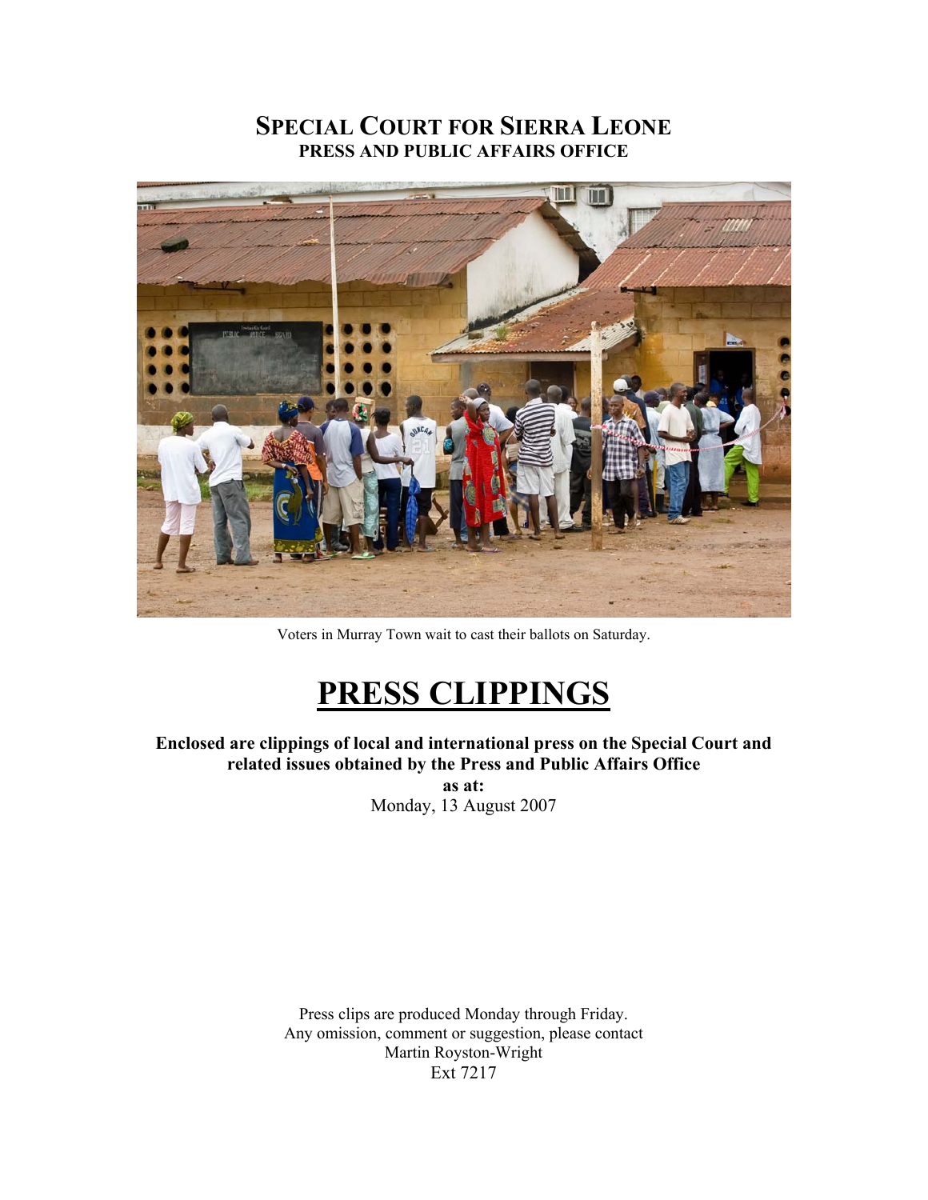# SPECIAL COURT FOR SIERRA LEONE
## PRESS AND PUBLIC AFFAIRS OFFICE

Voters in Murray Town wait to cast their ballots on Saturday.

# PRESS CLIPPINGS

**Enclosed are clippings of local and international press on the Special Court and related issues obtained by the Press and Public Affairs Office**
**as at:**
Monday, 13 August 2007

Press clips are produced Monday through Friday.
Any omission, comment or suggestion, please contact
Martin Royston-Wright
Ext 7217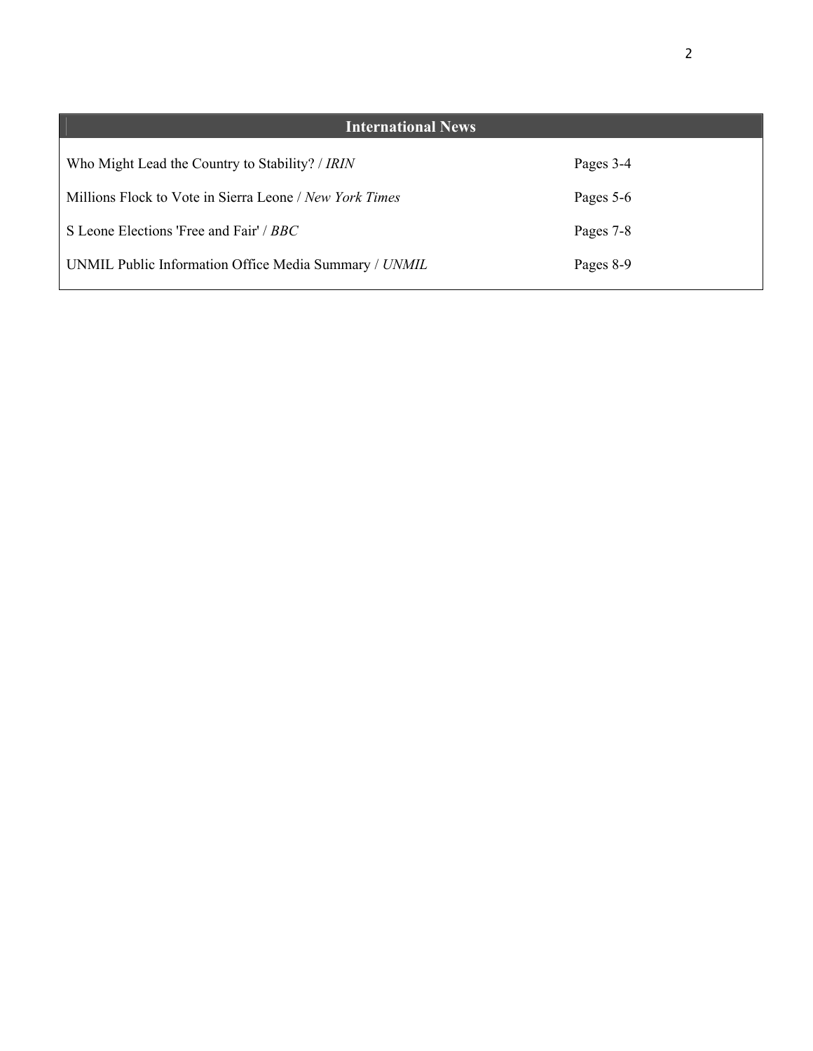## International News

| | |
|---|---|
| Who Might Lead the Country to Stability? / *IRIN* | Pages 3-4 |
| Millions Flock to Vote in Sierra Leone / *New York Times* | Pages 5-6 |
| S Leone Elections 'Free and Fair' / *BBC* | Pages 7-8 |
| UNMIL Public Information Office Media Summary / *UNMIL* | Pages 8-9 |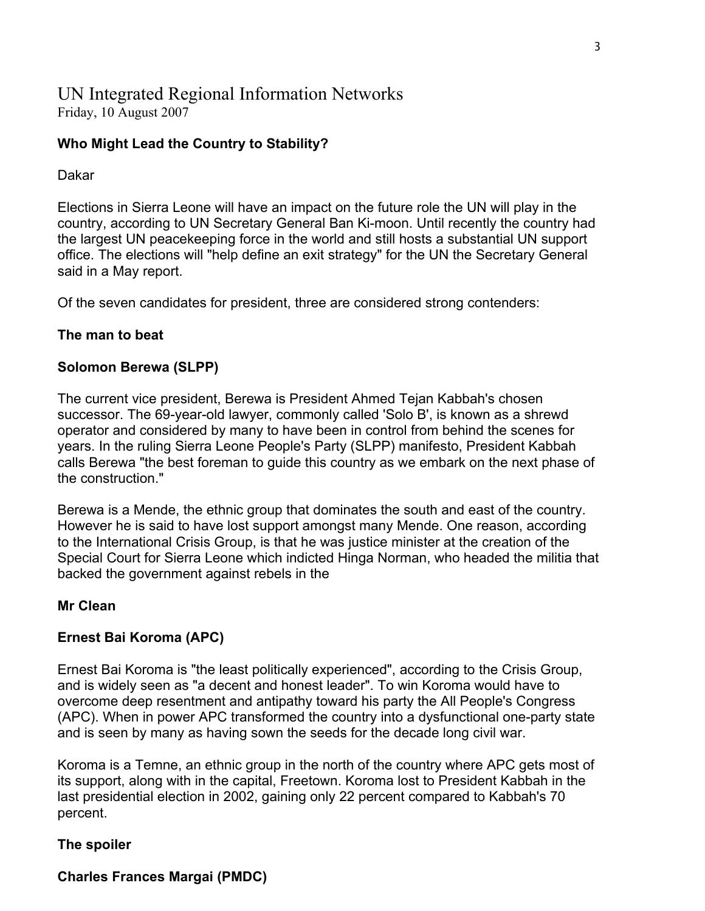# UN Integrated Regional Information Networks

Friday, 10 August 2007

## Who Might Lead the Country to Stability?

Dakar

Elections in Sierra Leone will have an impact on the future role the UN will play in the country, according to UN Secretary General Ban Ki-moon. Until recently the country had the largest UN peacekeeping force in the world and still hosts a substantial UN support office. The elections will "help define an exit strategy" for the UN the Secretary General said in a May report.

Of the seven candidates for president, three are considered strong contenders:

### The man to beat

### Solomon Berewa (SLPP)

The current vice president, Berewa is President Ahmed Tejan Kabbah's chosen successor. The 69-year-old lawyer, commonly called 'Solo B', is known as a shrewd operator and considered by many to have been in control from behind the scenes for years. In the ruling Sierra Leone People's Party (SLPP) manifesto, President Kabbah calls Berewa "the best foreman to guide this country as we embark on the next phase of the construction."

Berewa is a Mende, the ethnic group that dominates the south and east of the country. However he is said to have lost support amongst many Mende. One reason, according to the International Crisis Group, is that he was justice minister at the creation of the Special Court for Sierra Leone which indicted Hinga Norman, who headed the militia that backed the government against rebels in the

### Mr Clean

### Ernest Bai Koroma (APC)

Ernest Bai Koroma is "the least politically experienced", according to the Crisis Group, and is widely seen as "a decent and honest leader". To win Koroma would have to overcome deep resentment and antipathy toward his party the All People's Congress (APC). When in power APC transformed the country into a dysfunctional one-party state and is seen by many as having sown the seeds for the decade long civil war.

Koroma is a Temne, an ethnic group in the north of the country where APC gets most of its support, along with in the capital, Freetown. Koroma lost to President Kabbah in the last presidential election in 2002, gaining only 22 percent compared to Kabbah's 70 percent.

### The spoiler

### Charles Frances Margai (PMDC)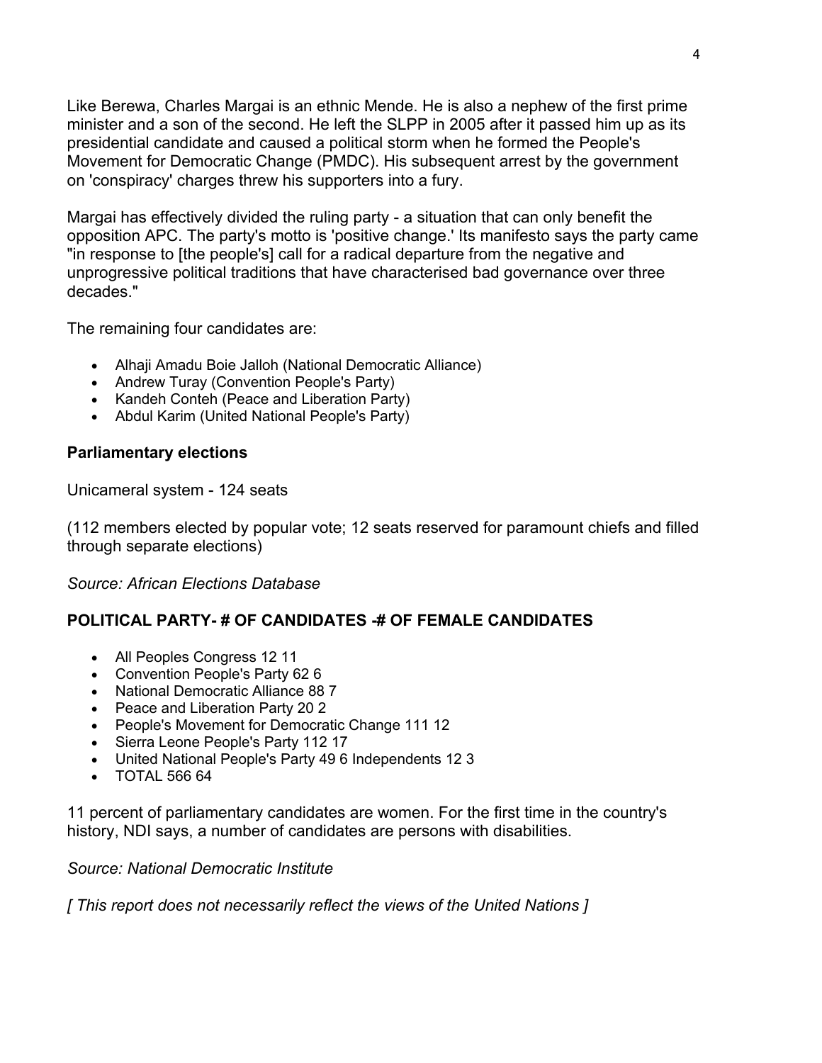Like Berewa, Charles Margai is an ethnic Mende. He is also a nephew of the first prime minister and a son of the second. He left the SLPP in 2005 after it passed him up as its presidential candidate and caused a political storm when he formed the People's Movement for Democratic Change (PMDC). His subsequent arrest by the government on 'conspiracy' charges threw his supporters into a fury.

Margai has effectively divided the ruling party - a situation that can only benefit the opposition APC. The party's motto is 'positive change.' Its manifesto says the party came "in response to [the people's] call for a radical departure from the negative and unprogressive political traditions that have characterised bad governance over three decades."

The remaining four candidates are:

- Alhaji Amadu Boie Jalloh (National Democratic Alliance)
- Andrew Turay (Convention People's Party)
- Kandeh Conteh (Peace and Liberation Party)
- Abdul Karim (United National People's Party)

**Parliamentary elections**

Unicameral system - 124 seats

(112 members elected by popular vote; 12 seats reserved for paramount chiefs and filled through separate elections)

*Source: African Elections Database*

**POLITICAL PARTY- # OF CANDIDATES -# OF FEMALE CANDIDATES**

- All Peoples Congress 12 11
- Convention People's Party 62 6
- National Democratic Alliance 88 7
- Peace and Liberation Party 20 2
- People's Movement for Democratic Change 111 12
- Sierra Leone People's Party 112 17
- United National People's Party 49 6 Independents 12 3
- TOTAL 566 64

11 percent of parliamentary candidates are women. For the first time in the country's history, NDI says, a number of candidates are persons with disabilities.

*Source: National Democratic Institute*

*[ This report does not necessarily reflect the views of the United Nations ]*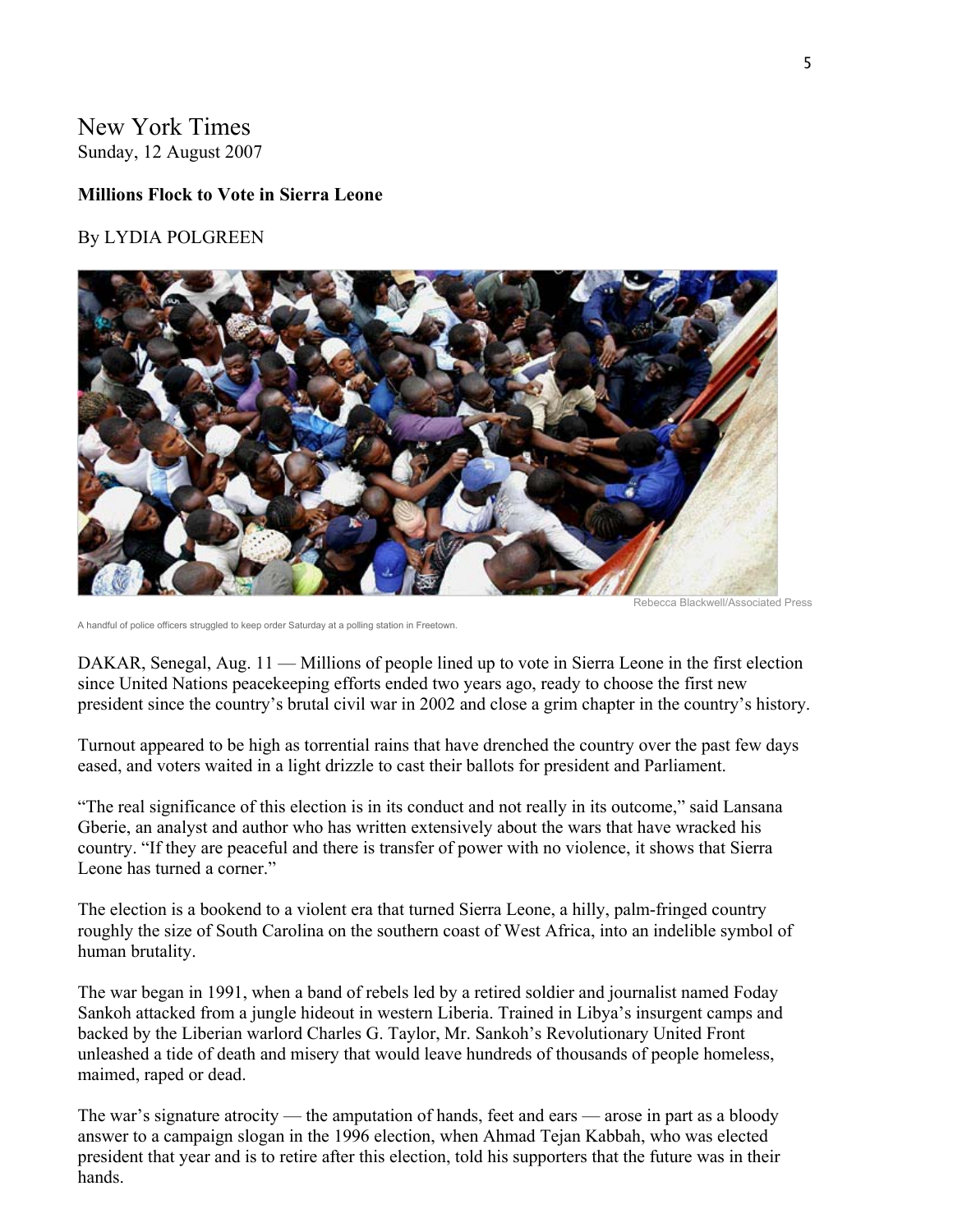New York Times
Sunday, 12 August 2007

**Millions Flock to Vote in Sierra Leone**

By LYDIA POLGREEN

Rebecca Blackwell/Associated Press

A handful of police officers struggled to keep order Saturday at a polling station in Freetown.

DAKAR, Senegal, Aug. 11 — Millions of people lined up to vote in Sierra Leone in the first election since United Nations peacekeeping efforts ended two years ago, ready to choose the first new president since the country's brutal civil war in 2002 and close a grim chapter in the country's history.

Turnout appeared to be high as torrential rains that have drenched the country over the past few days eased, and voters waited in a light drizzle to cast their ballots for president and Parliament.

"The real significance of this election is in its conduct and not really in its outcome," said Lansana Gberie, an analyst and author who has written extensively about the wars that have wracked his country. "If they are peaceful and there is transfer of power with no violence, it shows that Sierra Leone has turned a corner."

The election is a bookend to a violent era that turned Sierra Leone, a hilly, palm-fringed country roughly the size of South Carolina on the southern coast of West Africa, into an indelible symbol of human brutality.

The war began in 1991, when a band of rebels led by a retired soldier and journalist named Foday Sankoh attacked from a jungle hideout in western Liberia. Trained in Libya's insurgent camps and backed by the Liberian warlord Charles G. Taylor, Mr. Sankoh's Revolutionary United Front unleashed a tide of death and misery that would leave hundreds of thousands of people homeless, maimed, raped or dead.

The war's signature atrocity — the amputation of hands, feet and ears — arose in part as a bloody answer to a campaign slogan in the 1996 election, when Ahmad Tejan Kabbah, who was elected president that year and is to retire after this election, told his supporters that the future was in their hands.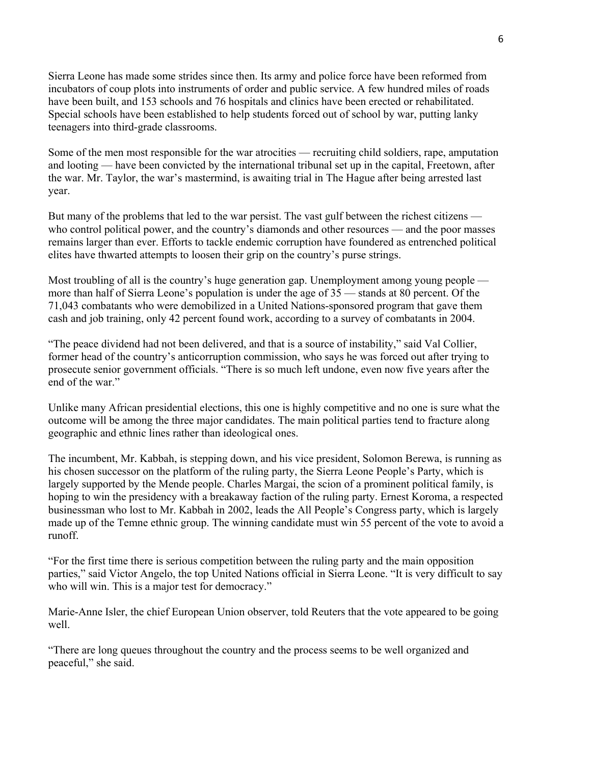Sierra Leone has made some strides since then. Its army and police force have been reformed from incubators of coup plots into instruments of order and public service. A few hundred miles of roads have been built, and 153 schools and 76 hospitals and clinics have been erected or rehabilitated. Special schools have been established to help students forced out of school by war, putting lanky teenagers into third-grade classrooms.

Some of the men most responsible for the war atrocities — recruiting child soldiers, rape, amputation and looting — have been convicted by the international tribunal set up in the capital, Freetown, after the war. Mr. Taylor, the war's mastermind, is awaiting trial in The Hague after being arrested last year.

But many of the problems that led to the war persist. The vast gulf between the richest citizens — who control political power, and the country's diamonds and other resources — and the poor masses remains larger than ever. Efforts to tackle endemic corruption have foundered as entrenched political elites have thwarted attempts to loosen their grip on the country's purse strings.

Most troubling of all is the country's huge generation gap. Unemployment among young people — more than half of Sierra Leone's population is under the age of 35 — stands at 80 percent. Of the 71,043 combatants who were demobilized in a United Nations-sponsored program that gave them cash and job training, only 42 percent found work, according to a survey of combatants in 2004.

"The peace dividend had not been delivered, and that is a source of instability," said Val Collier, former head of the country's anticorruption commission, who says he was forced out after trying to prosecute senior government officials. "There is so much left undone, even now five years after the end of the war."

Unlike many African presidential elections, this one is highly competitive and no one is sure what the outcome will be among the three major candidates. The main political parties tend to fracture along geographic and ethnic lines rather than ideological ones.

The incumbent, Mr. Kabbah, is stepping down, and his vice president, Solomon Berewa, is running as his chosen successor on the platform of the ruling party, the Sierra Leone People's Party, which is largely supported by the Mende people. Charles Margai, the scion of a prominent political family, is hoping to win the presidency with a breakaway faction of the ruling party. Ernest Koroma, a respected businessman who lost to Mr. Kabbah in 2002, leads the All People's Congress party, which is largely made up of the Temne ethnic group. The winning candidate must win 55 percent of the vote to avoid a runoff.

"For the first time there is serious competition between the ruling party and the main opposition parties," said Victor Angelo, the top United Nations official in Sierra Leone. "It is very difficult to say who will win. This is a major test for democracy."

Marie-Anne Isler, the chief European Union observer, told Reuters that the vote appeared to be going well.

"There are long queues throughout the country and the process seems to be well organized and peaceful," she said.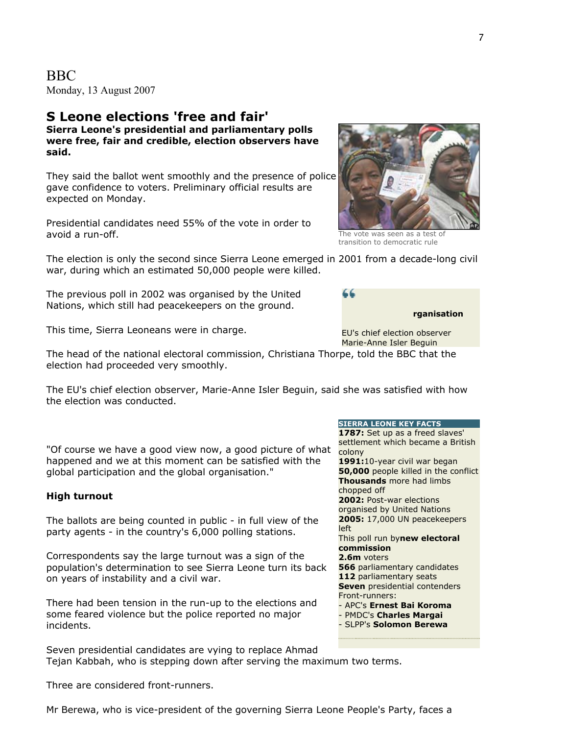BBC
Monday, 13 August 2007

## S Leone elections 'free and fair'

**Sierra Leone's presidential and parliamentary polls were free, fair and credible, election observers have said.**

They said the ballot went smoothly and the presence of police gave confidence to voters. Preliminary official results are expected on Monday.

Presidential candidates need 55% of the vote in order to avoid a run-off.

The vote was seen as a test of transition to democratic rule

The election is only the second since Sierra Leone emerged in 2001 from a decade-long civil war, during which an estimated 50,000 people were killed.

The previous poll in 2002 was organised by the United Nations, which still had peacekeepers on the ground.

This time, Sierra Leoneans were in charge.

> **rganisation**
>
> EU's chief election observer Marie-Anne Isler Beguin

The head of the national electoral commission, Christiana Thorpe, told the BBC that the election had proceeded very smoothly.

The EU's chief election observer, Marie-Anne Isler Beguin, said she was satisfied with how the election was conducted.

"Of course we have a good view now, a good picture of what happened and we at this moment can be satisfied with the global participation and the global organisation."

**SIERRA LEONE KEY FACTS**

**1787:** Set up as a freed slaves' settlement which became a British colony
**1991:** 10-year civil war began
**50,000** people killed in the conflict
**Thousands** more had limbs chopped off
**2002:** Post-war elections organised by United Nations
**2005:** 17,000 UN peacekeepers left
This poll run by **new electoral commission**
**2.6m** voters
**566** parliamentary candidates
**112** parliamentary seats
**Seven** presidential contenders
Front-runners:
- APC's **Ernest Bai Koroma**
- PMDC's **Charles Margai**
- SLPP's **Solomon Berewa**

### High turnout

The ballots are being counted in public - in full view of the party agents - in the country's 6,000 polling stations.

Correspondents say the large turnout was a sign of the population's determination to see Sierra Leone turn its back on years of instability and a civil war.

There had been tension in the run-up to the elections and some feared violence but the police reported no major incidents.

Seven presidential candidates are vying to replace Ahmad Tejan Kabbah, who is stepping down after serving the maximum two terms.

Three are considered front-runners.

Mr Berewa, who is vice-president of the governing Sierra Leone People's Party, faces a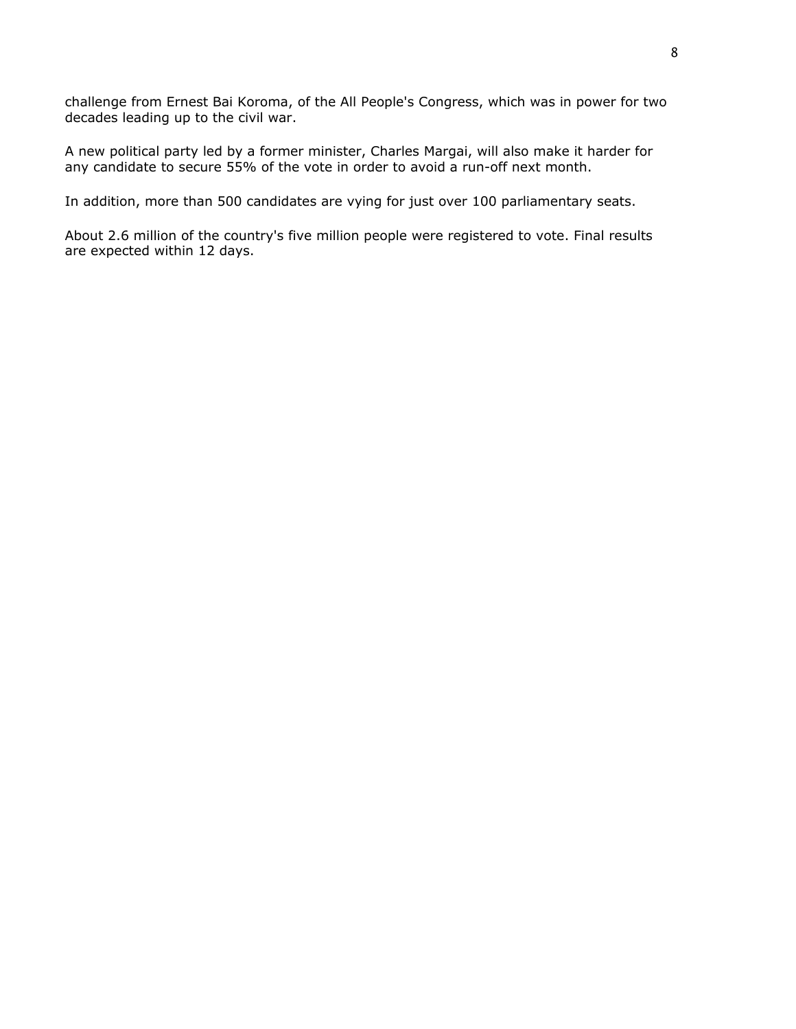challenge from Ernest Bai Koroma, of the All People's Congress, which was in power for two decades leading up to the civil war.

A new political party led by a former minister, Charles Margai, will also make it harder for any candidate to secure 55% of the vote in order to avoid a run-off next month.

In addition, more than 500 candidates are vying for just over 100 parliamentary seats.

About 2.6 million of the country's five million people were registered to vote. Final results are expected within 12 days.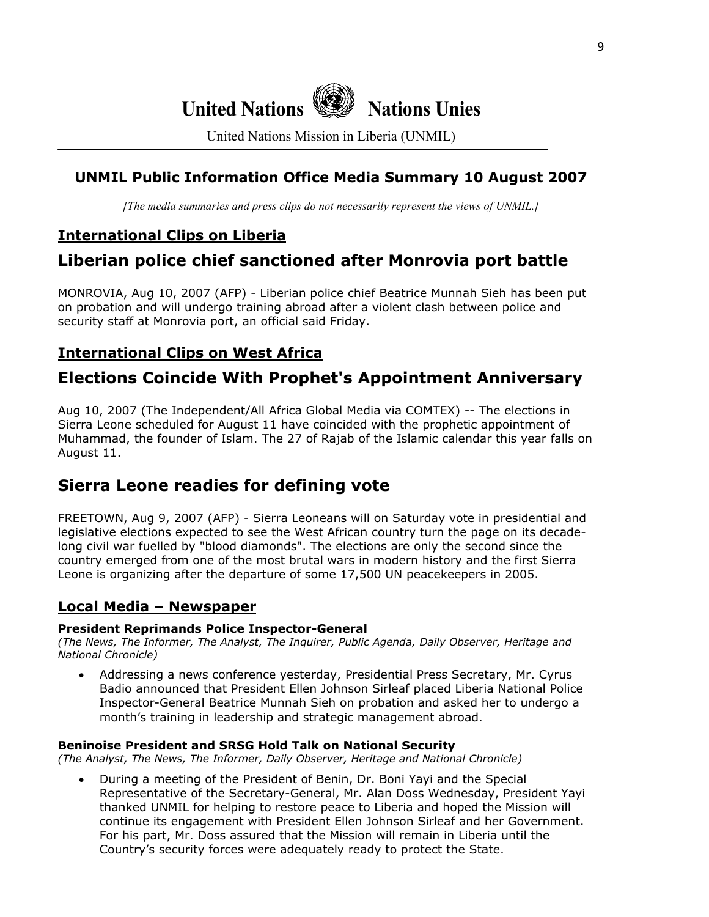United Nations Nations Unies

United Nations Mission in Liberia (UNMIL)

### UNMIL Public Information Office Media Summary 10 August 2007

*[The media summaries and press clips do not necessarily represent the views of UNMIL.]*

## International Clips on Liberia

# Liberian police chief sanctioned after Monrovia port battle

MONROVIA, Aug 10, 2007 (AFP) - Liberian police chief Beatrice Munnah Sieh has been put on probation and will undergo training abroad after a violent clash between police and security staff at Monrovia port, an official said Friday.

## International Clips on West Africa

# Elections Coincide With Prophet's Appointment Anniversary

Aug 10, 2007 (The Independent/All Africa Global Media via COMTEX) -- The elections in Sierra Leone scheduled for August 11 have coincided with the prophetic appointment of Muhammad, the founder of Islam. The 27 of Rajab of the Islamic calendar this year falls on August 11.

# Sierra Leone readies for defining vote

FREETOWN, Aug 9, 2007 (AFP) - Sierra Leoneans will on Saturday vote in presidential and legislative elections expected to see the West African country turn the page on its decade-long civil war fuelled by "blood diamonds". The elections are only the second since the country emerged from one of the most brutal wars in modern history and the first Sierra Leone is organizing after the departure of some 17,500 UN peacekeepers in 2005.

## Local Media – Newspaper

**President Reprimands Police Inspector-General**
*(The News, The Informer, The Analyst, The Inquirer, Public Agenda, Daily Observer, Heritage and National Chronicle)*

- Addressing a news conference yesterday, Presidential Press Secretary, Mr. Cyrus Badio announced that President Ellen Johnson Sirleaf placed Liberia National Police Inspector-General Beatrice Munnah Sieh on probation and asked her to undergo a month's training in leadership and strategic management abroad.

**Beninoise President and SRSG Hold Talk on National Security**
*(The Analyst, The News, The Informer, Daily Observer, Heritage and National Chronicle)*

- During a meeting of the President of Benin, Dr. Boni Yayi and the Special Representative of the Secretary-General, Mr. Alan Doss Wednesday, President Yayi thanked UNMIL for helping to restore peace to Liberia and hoped the Mission will continue its engagement with President Ellen Johnson Sirleaf and her Government. For his part, Mr. Doss assured that the Mission will remain in Liberia until the Country's security forces were adequately ready to protect the State.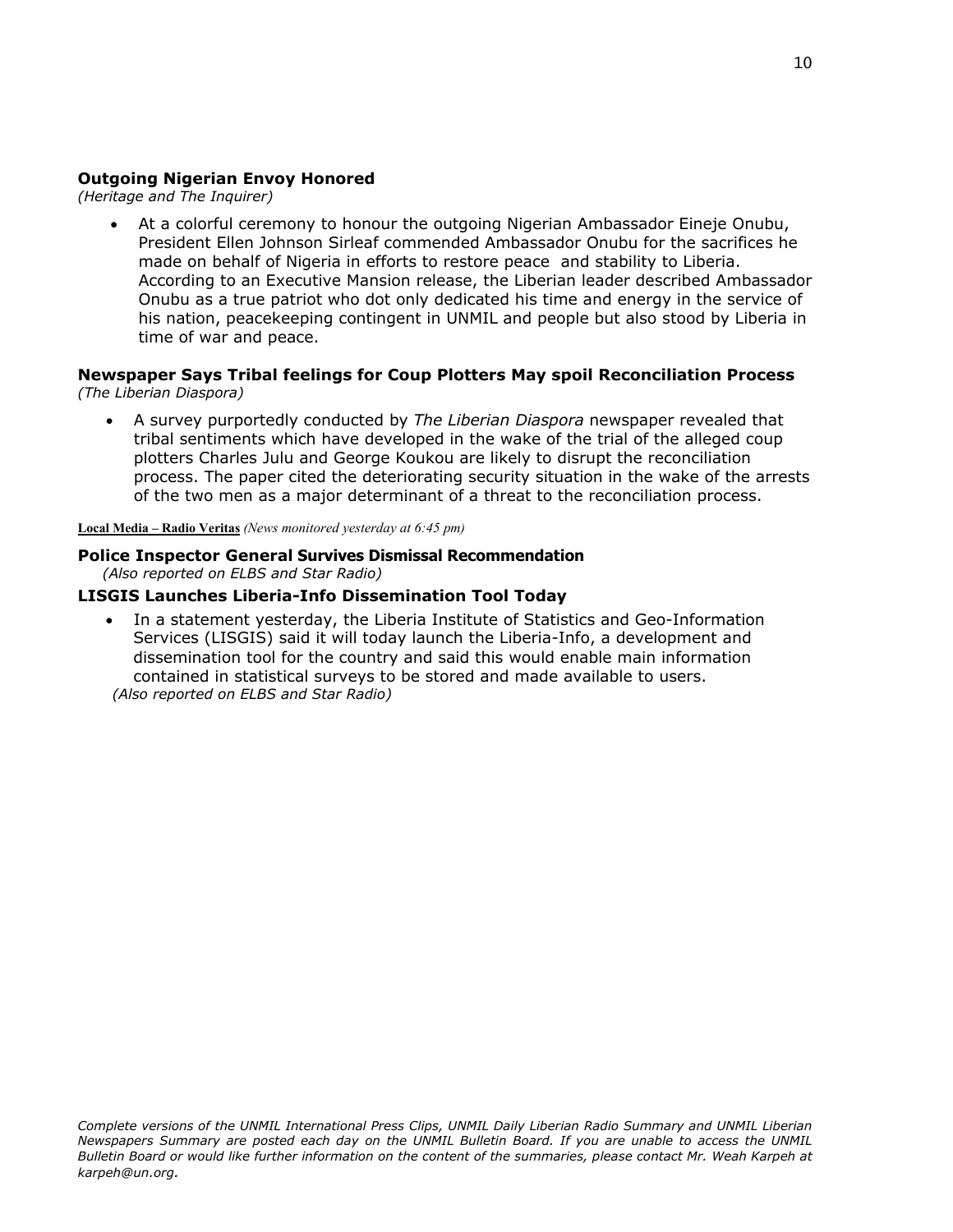**Outgoing Nigerian Envoy Honored**
*(Heritage and The Inquirer)*

- At a colorful ceremony to honour the outgoing Nigerian Ambassador Eineje Onubu, President Ellen Johnson Sirleaf commended Ambassador Onubu for the sacrifices he made on behalf of Nigeria in efforts to restore peace and stability to Liberia. According to an Executive Mansion release, the Liberian leader described Ambassador Onubu as a true patriot who dot only dedicated his time and energy in the service of his nation, peacekeeping contingent in UNMIL and people but also stood by Liberia in time of war and peace.

**Newspaper Says Tribal feelings for Coup Plotters May spoil Reconciliation Process**
*(The Liberian Diaspora)*

- A survey purportedly conducted by *The Liberian Diaspora* newspaper revealed that tribal sentiments which have developed in the wake of the trial of the alleged coup plotters Charles Julu and George Koukou are likely to disrupt the reconciliation process. The paper cited the deteriorating security situation in the wake of the arrests of the two men as a major determinant of a threat to the reconciliation process.

**Local Media – Radio Veritas** *(News monitored yesterday at 6:45 pm)*

**Police Inspector General Survives Dismissal Recommendation**
*(Also reported on ELBS and Star Radio)*

**LISGIS Launches Liberia-Info Dissemination Tool Today**

- In a statement yesterday, the Liberia Institute of Statistics and Geo-Information Services (LISGIS) said it will today launch the Liberia-Info, a development and dissemination tool for the country and said this would enable main information contained in statistical surveys to be stored and made available to users.

*(Also reported on ELBS and Star Radio)*

*Complete versions of the UNMIL International Press Clips, UNMIL Daily Liberian Radio Summary and UNMIL Liberian Newspapers Summary are posted each day on the UNMIL Bulletin Board. If you are unable to access the UNMIL Bulletin Board or would like further information on the content of the summaries, please contact Mr. Weah Karpeh at karpeh@un.org.*